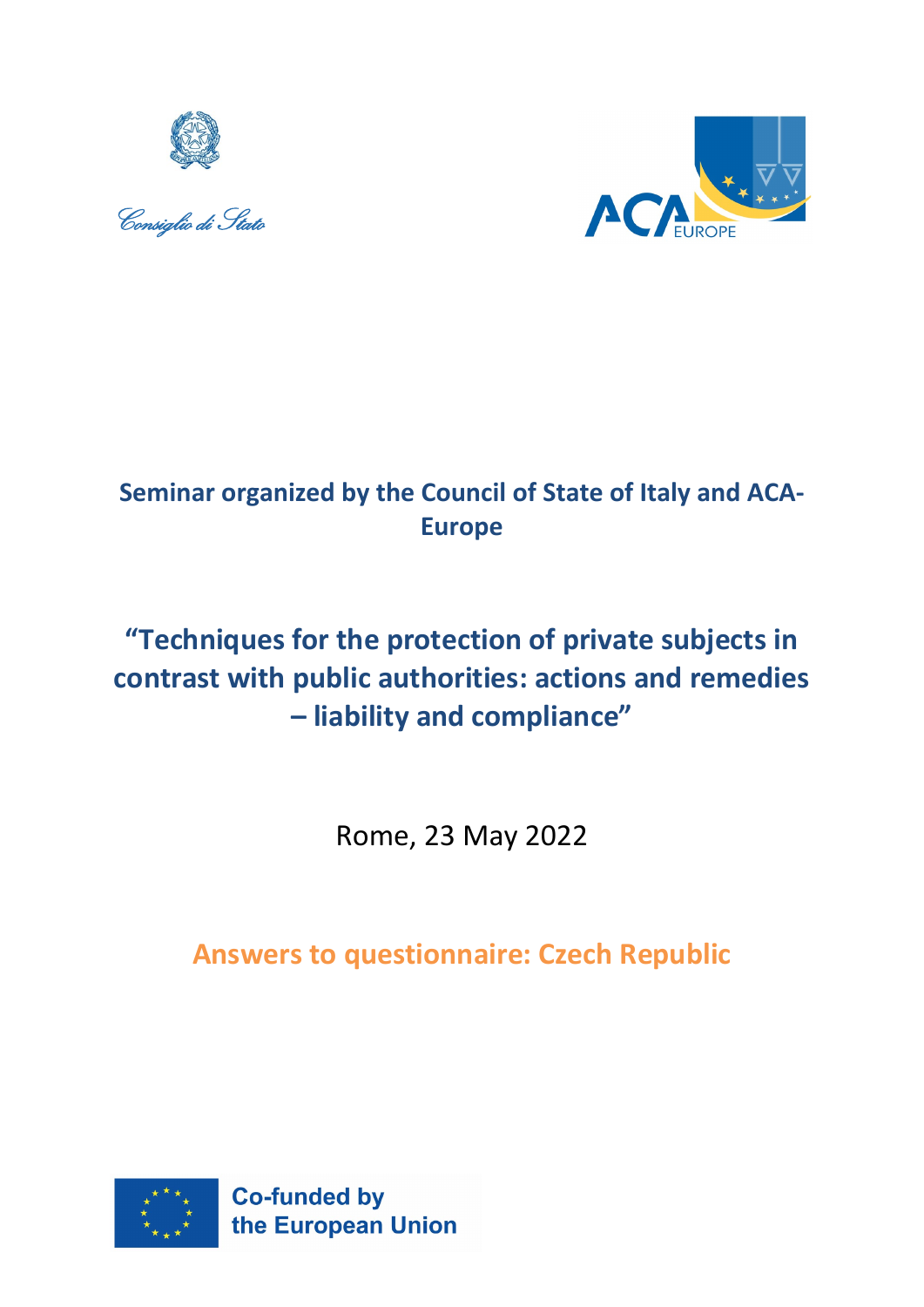Consiglio di Stato

ACA EUROPE

**Seminar organized by the Council of State of Italy and ACA-Europe**

# "Techniques for the protection of private subjects in contrast with public authorities: actions and remedies – liability and compliance"

Rome, 23 May 2022

## Answers to questionnaire: Czech Republic

Co-funded by the European Union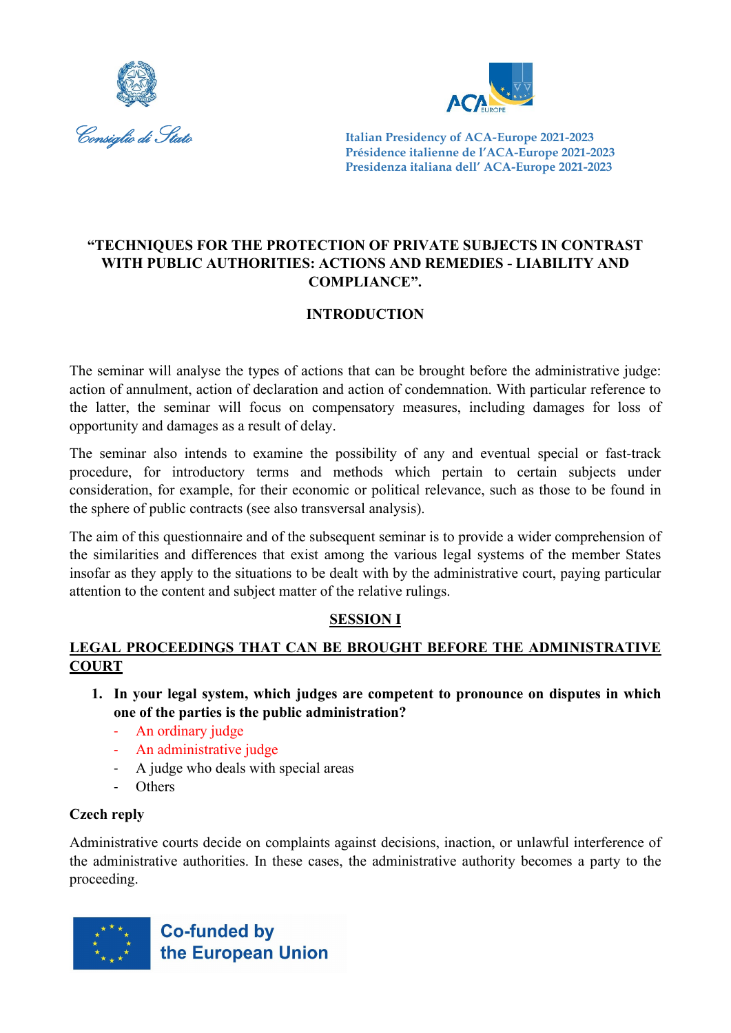Consiglio di Stato

Italian Presidency of ACA-Europe 2021-2023
Présidence italienne de l'ACA-Europe 2021-2023
Presidenza italiana dell' ACA-Europe 2021-2023

# "TECHNIQUES FOR THE PROTECTION OF PRIVATE SUBJECTS IN CONTRAST WITH PUBLIC AUTHORITIES: ACTIONS AND REMEDIES - LIABILITY AND COMPLIANCE".

## INTRODUCTION

The seminar will analyse the types of actions that can be brought before the administrative judge: action of annulment, action of declaration and action of condemnation. With particular reference to the latter, the seminar will focus on compensatory measures, including damages for loss of opportunity and damages as a result of delay.

The seminar also intends to examine the possibility of any and eventual special or fast-track procedure, for introductory terms and methods which pertain to certain subjects under consideration, for example, for their economic or political relevance, such as those to be found in the sphere of public contracts (see also transversal analysis).

The aim of this questionnaire and of the subsequent seminar is to provide a wider comprehension of the similarities and differences that exist among the various legal systems of the member States insofar as they apply to the situations to be dealt with by the administrative court, paying particular attention to the content and subject matter of the relative rulings.

## SESSION I

## LEGAL PROCEEDINGS THAT CAN BE BROUGHT BEFORE THE ADMINISTRATIVE COURT

1. **In your legal system, which judges are competent to pronounce on disputes in which one of the parties is the public administration?**
   - An ordinary judge
   - An administrative judge
   - A judge who deals with special areas
   - Others

**Czech reply**

Administrative courts decide on complaints against decisions, inaction, or unlawful interference of the administrative authorities. In these cases, the administrative authority becomes a party to the proceeding.

Co-funded by the European Union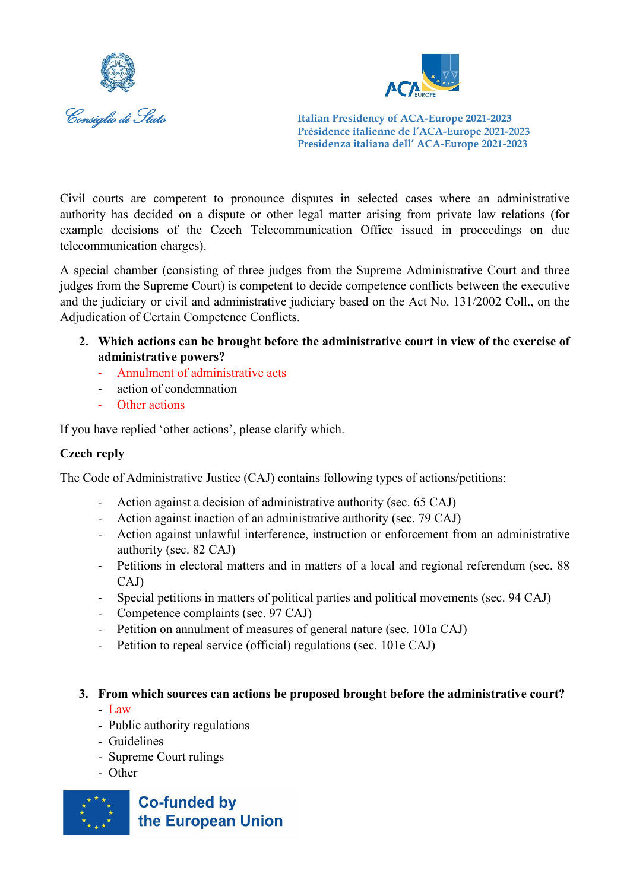Civil courts are competent to pronounce disputes in selected cases where an administrative authority has decided on a dispute or other legal matter arising from private law relations (for example decisions of the Czech Telecommunication Office issued in proceedings on due telecommunication charges).

A special chamber (consisting of three judges from the Supreme Administrative Court and three judges from the Supreme Court) is competent to decide competence conflicts between the executive and the judiciary or civil and administrative judiciary based on the Act No. 131/2002 Coll., on the Adjudication of Certain Competence Conflicts.

2. **Which actions can be brought before the administrative court in view of the exercise of administrative powers?**
   - Annulment of administrative acts
   - action of condemnation
   - Other actions

If you have replied 'other actions', please clarify which.

**Czech reply**

The Code of Administrative Justice (CAJ) contains following types of actions/petitions:

- Action against a decision of administrative authority (sec. 65 CAJ)
- Action against inaction of an administrative authority (sec. 79 CAJ)
- Action against unlawful interference, instruction or enforcement from an administrative authority (sec. 82 CAJ)
- Petitions in electoral matters and in matters of a local and regional referendum (sec. 88 CAJ)
- Special petitions in matters of political parties and political movements (sec. 94 CAJ)
- Competence complaints (sec. 97 CAJ)
- Petition on annulment of measures of general nature (sec. 101a CAJ)
- Petition to repeal service (official) regulations (sec. 101e CAJ)

3. **From which sources can actions be ~~proposed~~ brought before the administrative court?**
   - Law
   - Public authority regulations
   - Guidelines
   - Supreme Court rulings
   - Other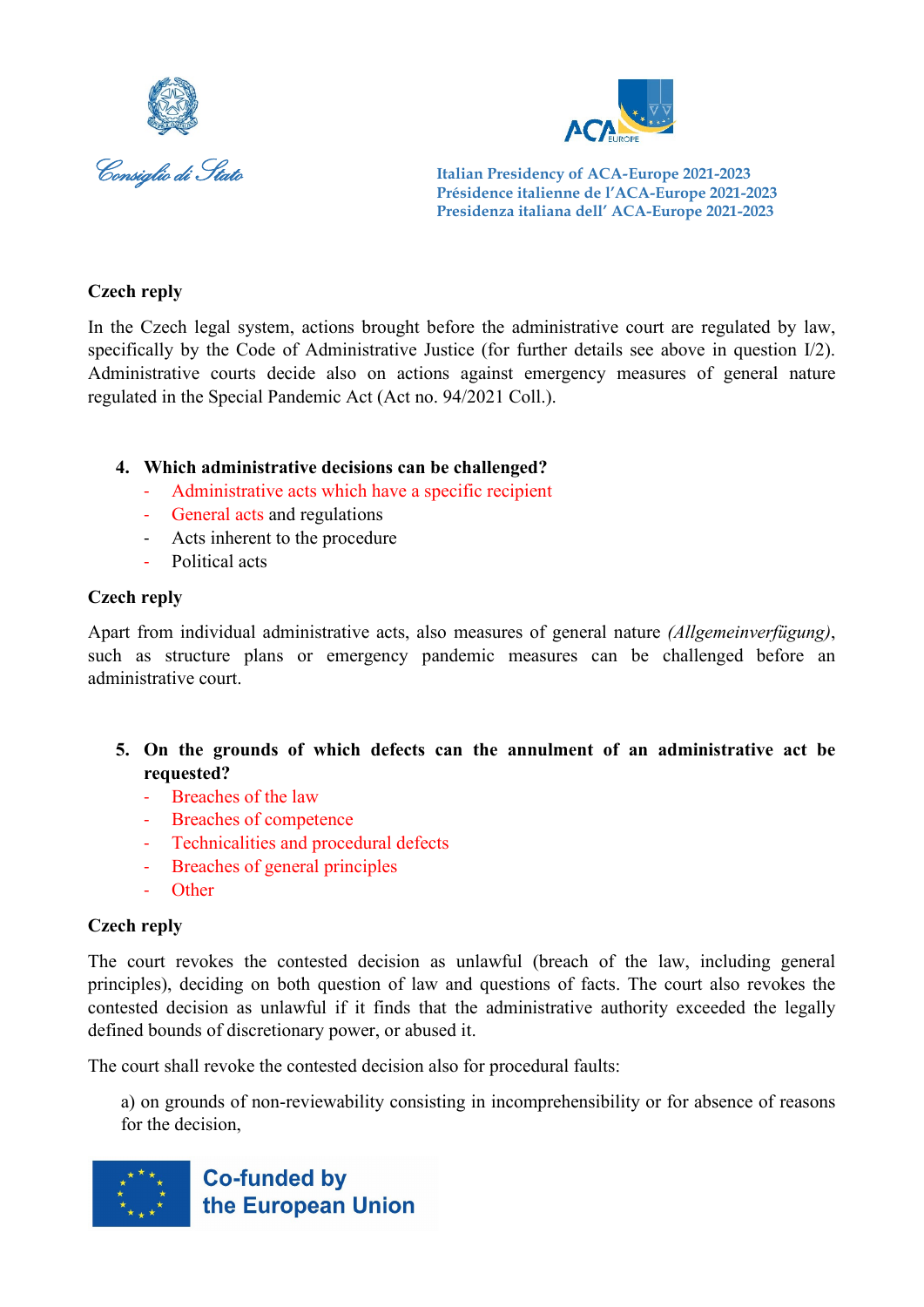**Czech reply**

In the Czech legal system, actions brought before the administrative court are regulated by law, specifically by the Code of Administrative Justice (for further details see above in question I/2). Administrative courts decide also on actions against emergency measures of general nature regulated in the Special Pandemic Act (Act no. 94/2021 Coll.).

4. **Which administrative decisions can be challenged?**
   - Administrative acts which have a specific recipient
   - General acts and regulations
   - Acts inherent to the procedure
   - Political acts

**Czech reply**

Apart from individual administrative acts, also measures of general nature *(Allgemeinverfügung)*, such as structure plans or emergency pandemic measures can be challenged before an administrative court.

5. **On the grounds of which defects can the annulment of an administrative act be requested?**
   - Breaches of the law
   - Breaches of competence
   - Technicalities and procedural defects
   - Breaches of general principles
   - Other

**Czech reply**

The court revokes the contested decision as unlawful (breach of the law, including general principles), deciding on both question of law and questions of facts. The court also revokes the contested decision as unlawful if it finds that the administrative authority exceeded the legally defined bounds of discretionary power, or abused it.

The court shall revoke the contested decision also for procedural faults:

a) on grounds of non-reviewability consisting in incomprehensibility or for absence of reasons for the decision,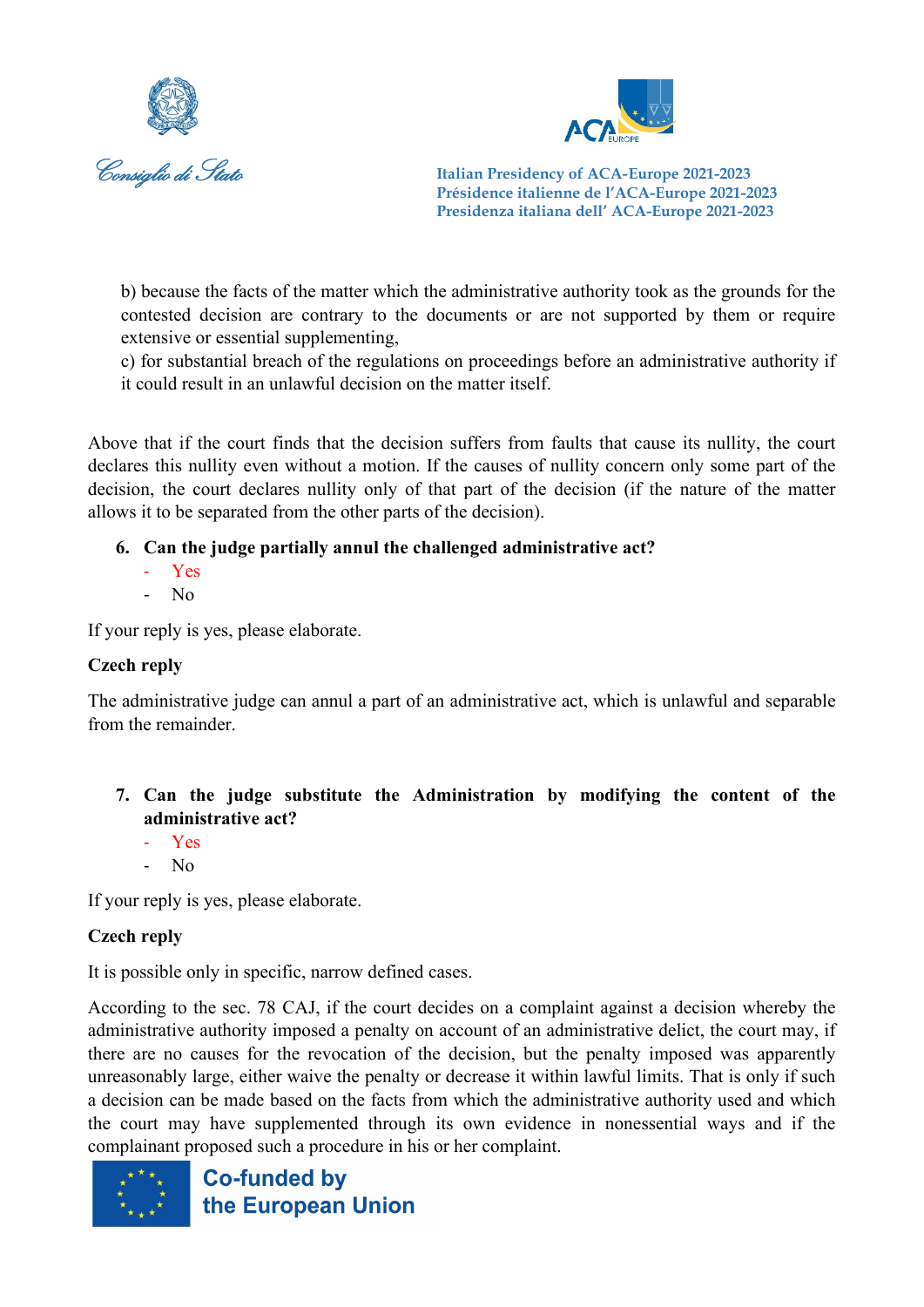b) because the facts of the matter which the administrative authority took as the grounds for the contested decision are contrary to the documents or are not supported by them or require extensive or essential supplementing,

c) for substantial breach of the regulations on proceedings before an administrative authority if it could result in an unlawful decision on the matter itself.

Above that if the court finds that the decision suffers from faults that cause its nullity, the court declares this nullity even without a motion. If the causes of nullity concern only some part of the decision, the court declares nullity only of that part of the decision (if the nature of the matter allows it to be separated from the other parts of the decision).

6. **Can the judge partially annul the challenged administrative act?**
   - Yes
   - No

If your reply is yes, please elaborate.

**Czech reply**

The administrative judge can annul a part of an administrative act, which is unlawful and separable from the remainder.

7. **Can the judge substitute the Administration by modifying the content of the administrative act?**
   - Yes
   - No

If your reply is yes, please elaborate.

**Czech reply**

It is possible only in specific, narrow defined cases.

According to the sec. 78 CAJ, if the court decides on a complaint against a decision whereby the administrative authority imposed a penalty on account of an administrative delict, the court may, if there are no causes for the revocation of the decision, but the penalty imposed was apparently unreasonably large, either waive the penalty or decrease it within lawful limits. That is only if such a decision can be made based on the facts from which the administrative authority used and which the court may have supplemented through its own evidence in nonessential ways and if the complainant proposed such a procedure in his or her complaint.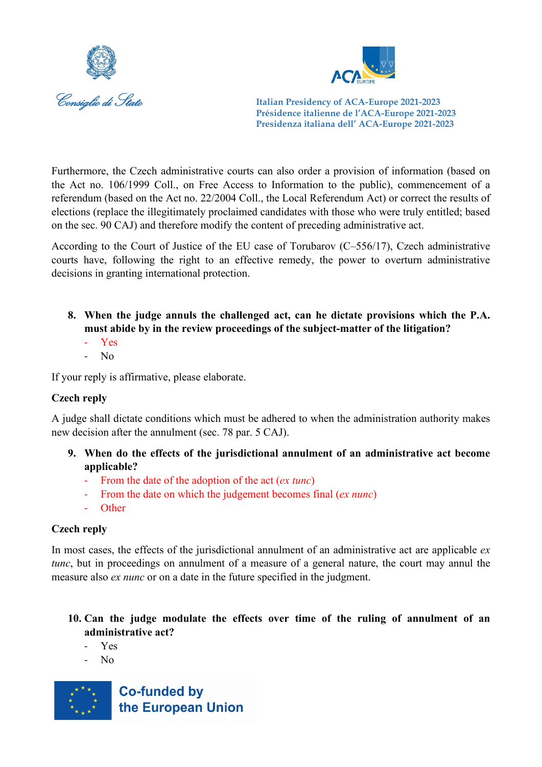Furthermore, the Czech administrative courts can also order a provision of information (based on the Act no. 106/1999 Coll., on Free Access to Information to the public), commencement of a referendum (based on the Act no. 22/2004 Coll., the Local Referendum Act) or correct the results of elections (replace the illegitimately proclaimed candidates with those who were truly entitled; based on the sec. 90 CAJ) and therefore modify the content of preceding administrative act.

According to the Court of Justice of the EU case of Torubarov (C–556/17), Czech administrative courts have, following the right to an effective remedy, the power to overturn administrative decisions in granting international protection.

8. **When the judge annuls the challenged act, can he dictate provisions which the P.A. must abide by in the review proceedings of the subject-matter of the litigation?**
   - Yes
   - No

If your reply is affirmative, please elaborate.

**Czech reply**

A judge shall dictate conditions which must be adhered to when the administration authority makes new decision after the annulment (sec. 78 par. 5 CAJ).

9. **When do the effects of the jurisdictional annulment of an administrative act become applicable?**
   - From the date of the adoption of the act (*ex tunc*)
   - From the date on which the judgement becomes final (*ex nunc*)
   - Other

**Czech reply**

In most cases, the effects of the jurisdictional annulment of an administrative act are applicable *ex tunc*, but in proceedings on annulment of a measure of a general nature, the court may annul the measure also *ex nunc* or on a date in the future specified in the judgment.

10. **Can the judge modulate the effects over time of the ruling of annulment of an administrative act?**
    - Yes
    - No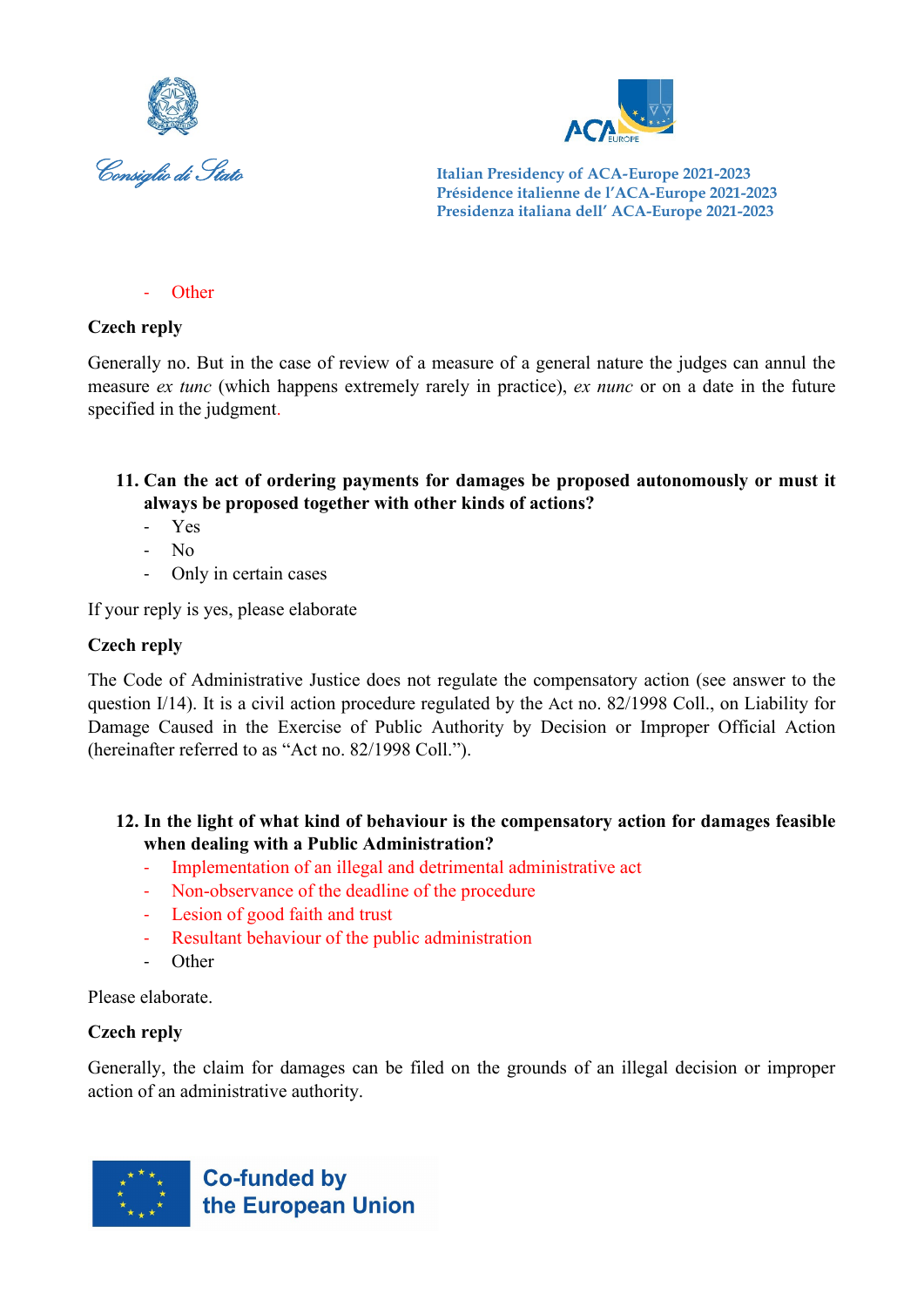- Other

**Czech reply**

Generally no. But in the case of review of a measure of a general nature the judges can annul the measure *ex tunc* (which happens extremely rarely in practice), *ex nunc* or on a date in the future specified in the judgment.

**11. Can the act of ordering payments for damages be proposed autonomously or must it always be proposed together with other kinds of actions?**

- Yes
- No
- Only in certain cases

If your reply is yes, please elaborate

**Czech reply**

The Code of Administrative Justice does not regulate the compensatory action (see answer to the question I/14). It is a civil action procedure regulated by the Act no. 82/1998 Coll., on Liability for Damage Caused in the Exercise of Public Authority by Decision or Improper Official Action (hereinafter referred to as "Act no. 82/1998 Coll.").

**12. In the light of what kind of behaviour is the compensatory action for damages feasible when dealing with a Public Administration?**

- Implementation of an illegal and detrimental administrative act
- Non-observance of the deadline of the procedure
- Lesion of good faith and trust
- Resultant behaviour of the public administration
- Other

Please elaborate.

**Czech reply**

Generally, the claim for damages can be filed on the grounds of an illegal decision or improper action of an administrative authority.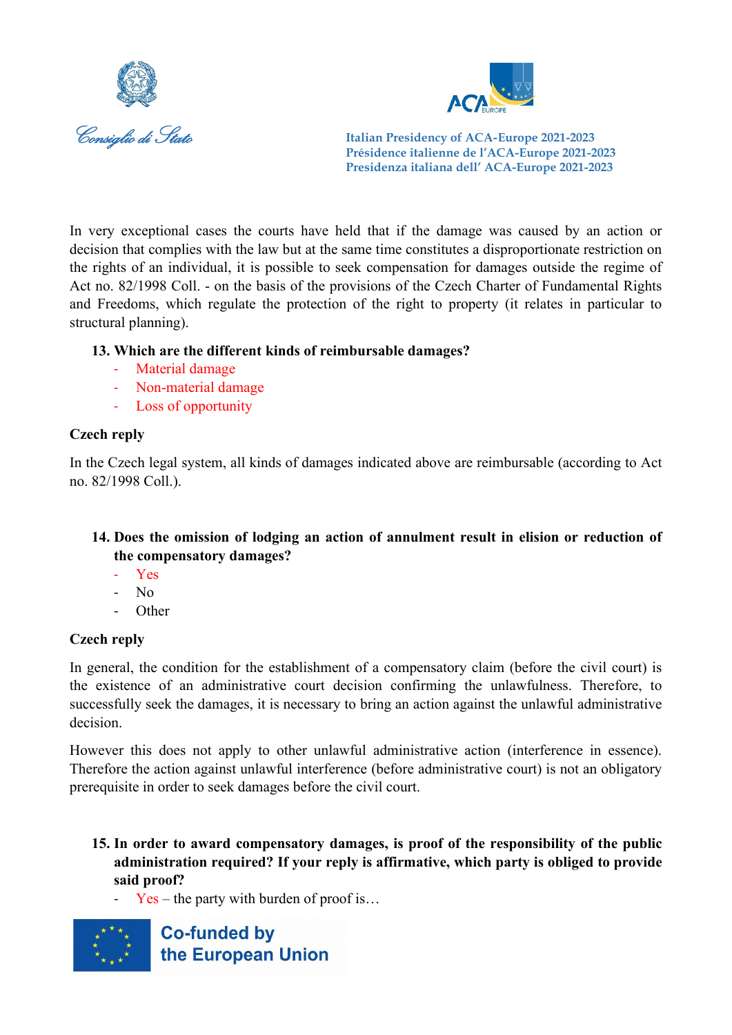In very exceptional cases the courts have held that if the damage was caused by an action or decision that complies with the law but at the same time constitutes a disproportionate restriction on the rights of an individual, it is possible to seek compensation for damages outside the regime of Act no. 82/1998 Coll. - on the basis of the provisions of the Czech Charter of Fundamental Rights and Freedoms, which regulate the protection of the right to property (it relates in particular to structural planning).

**13. Which are the different kinds of reimbursable damages?**

- Material damage
- Non-material damage
- Loss of opportunity

**Czech reply**

In the Czech legal system, all kinds of damages indicated above are reimbursable (according to Act no. 82/1998 Coll.).

**14. Does the omission of lodging an action of annulment result in elision or reduction of the compensatory damages?**

- Yes
- No
- Other

**Czech reply**

In general, the condition for the establishment of a compensatory claim (before the civil court) is the existence of an administrative court decision confirming the unlawfulness. Therefore, to successfully seek the damages, it is necessary to bring an action against the unlawful administrative decision.

However this does not apply to other unlawful administrative action (interference in essence). Therefore the action against unlawful interference (before administrative court) is not an obligatory prerequisite in order to seek damages before the civil court.

**15. In order to award compensatory damages, is proof of the responsibility of the public administration required? If your reply is affirmative, which party is obliged to provide said proof?**

- Yes – the party with burden of proof is…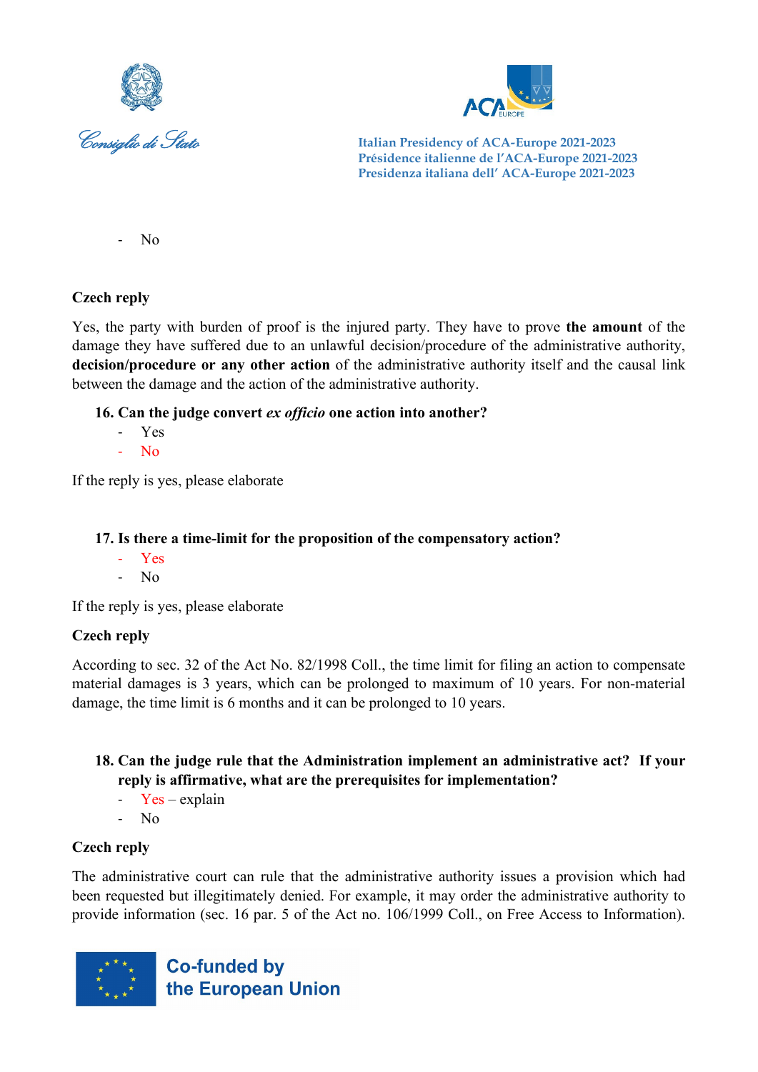- No

**Czech reply**

Yes, the party with burden of proof is the injured party. They have to prove **the amount** of the damage they have suffered due to an unlawful decision/procedure of the administrative authority, **decision/procedure or any other action** of the administrative authority itself and the causal link between the damage and the action of the administrative authority.

**16. Can the judge convert *ex officio* one action into another?**

- Yes
- No

If the reply is yes, please elaborate

**17. Is there a time-limit for the proposition of the compensatory action?**

- Yes
- No

If the reply is yes, please elaborate

**Czech reply**

According to sec. 32 of the Act No. 82/1998 Coll., the time limit for filing an action to compensate material damages is 3 years, which can be prolonged to maximum of 10 years. For non-material damage, the time limit is 6 months and it can be prolonged to 10 years.

**18. Can the judge rule that the Administration implement an administrative act? If your reply is affirmative, what are the prerequisites for implementation?**

- Yes – explain
- No

**Czech reply**

The administrative court can rule that the administrative authority issues a provision which had been requested but illegitimately denied. For example, it may order the administrative authority to provide information (sec. 16 par. 5 of the Act no. 106/1999 Coll., on Free Access to Information).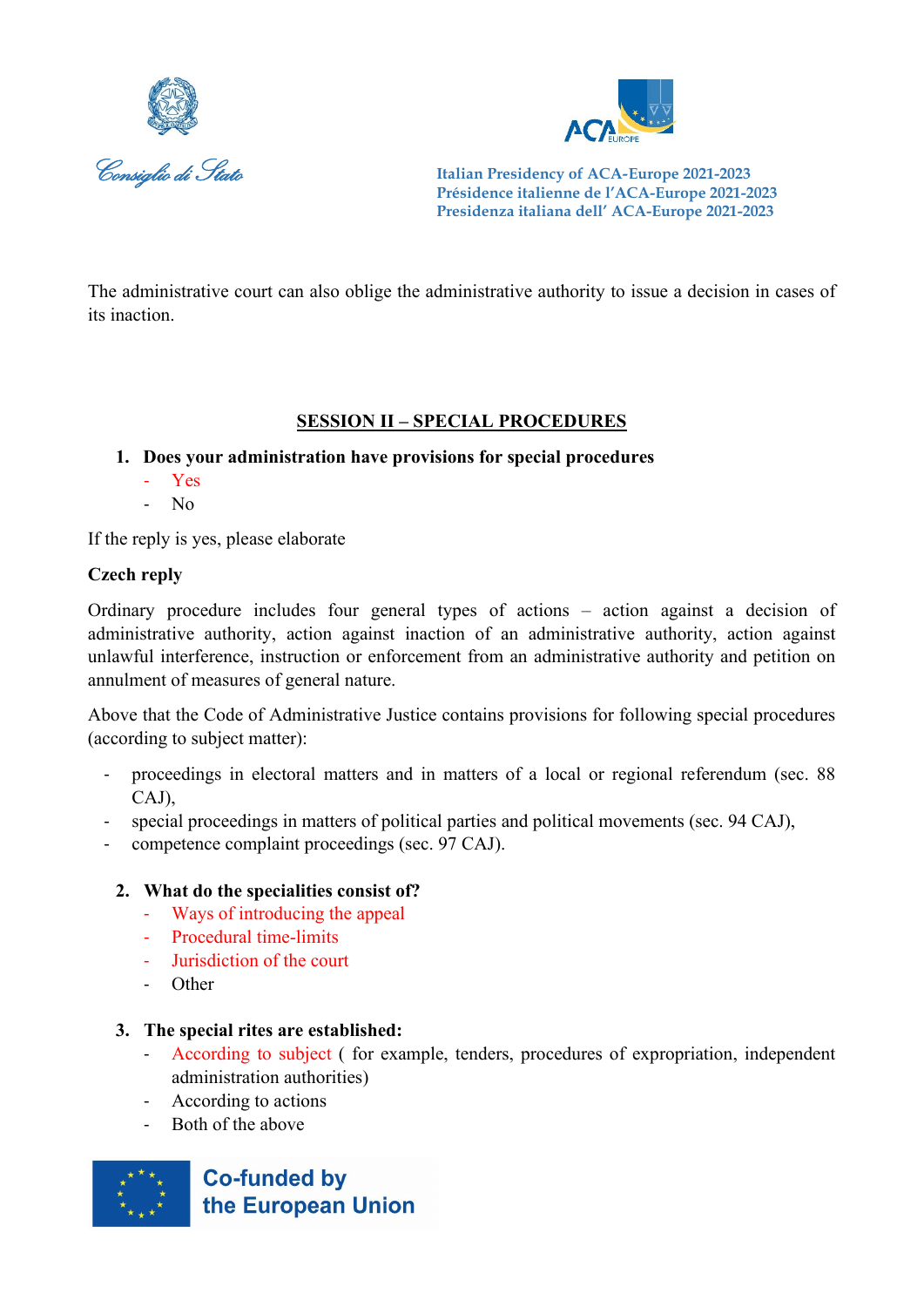The administrative court can also oblige the administrative authority to issue a decision in cases of its inaction.

## SESSION II – SPECIAL PROCEDURES

1. **Does your administration have provisions for special procedures**
   - Yes
   - No

If the reply is yes, please elaborate

**Czech reply**

Ordinary procedure includes four general types of actions – action against a decision of administrative authority, action against inaction of an administrative authority, action against unlawful interference, instruction or enforcement from an administrative authority and petition on annulment of measures of general nature.

Above that the Code of Administrative Justice contains provisions for following special procedures (according to subject matter):

- proceedings in electoral matters and in matters of a local or regional referendum (sec. 88 CAJ),
- special proceedings in matters of political parties and political movements (sec. 94 CAJ),
- competence complaint proceedings (sec. 97 CAJ).

2. **What do the specialities consist of?**
   - Ways of introducing the appeal
   - Procedural time-limits
   - Jurisdiction of the court
   - Other

3. **The special rites are established:**
   - According to subject ( for example, tenders, procedures of expropriation, independent administration authorities)
   - According to actions
   - Both of the above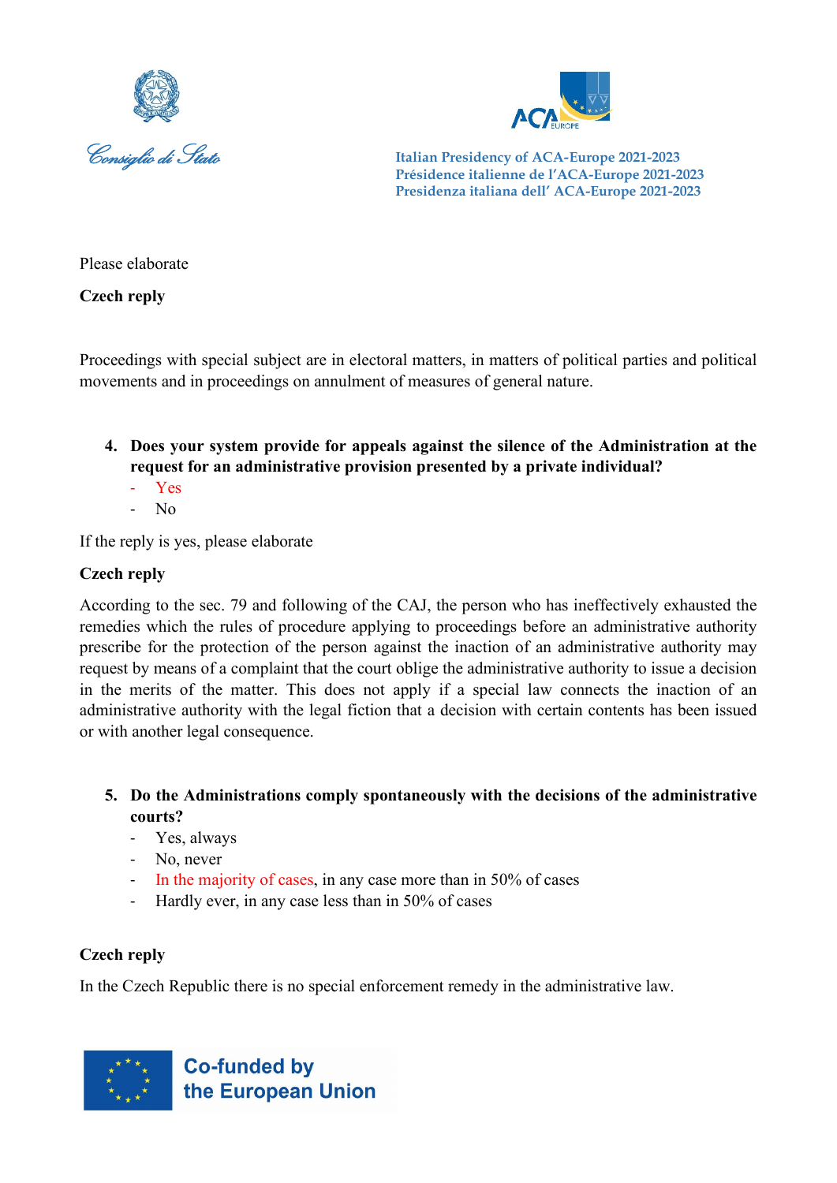Please elaborate

**Czech reply**

Proceedings with special subject are in electoral matters, in matters of political parties and political movements and in proceedings on annulment of measures of general nature.

4. **Does your system provide for appeals against the silence of the Administration at the request for an administrative provision presented by a private individual?**
   - Yes
   - No

If the reply is yes, please elaborate

**Czech reply**

According to the sec. 79 and following of the CAJ, the person who has ineffectively exhausted the remedies which the rules of procedure applying to proceedings before an administrative authority prescribe for the protection of the person against the inaction of an administrative authority may request by means of a complaint that the court oblige the administrative authority to issue a decision in the merits of the matter. This does not apply if a special law connects the inaction of an administrative authority with the legal fiction that a decision with certain contents has been issued or with another legal consequence.

5. **Do the Administrations comply spontaneously with the decisions of the administrative courts?**
   - Yes, always
   - No, never
   - In the majority of cases, in any case more than in 50% of cases
   - Hardly ever, in any case less than in 50% of cases

**Czech reply**

In the Czech Republic there is no special enforcement remedy in the administrative law.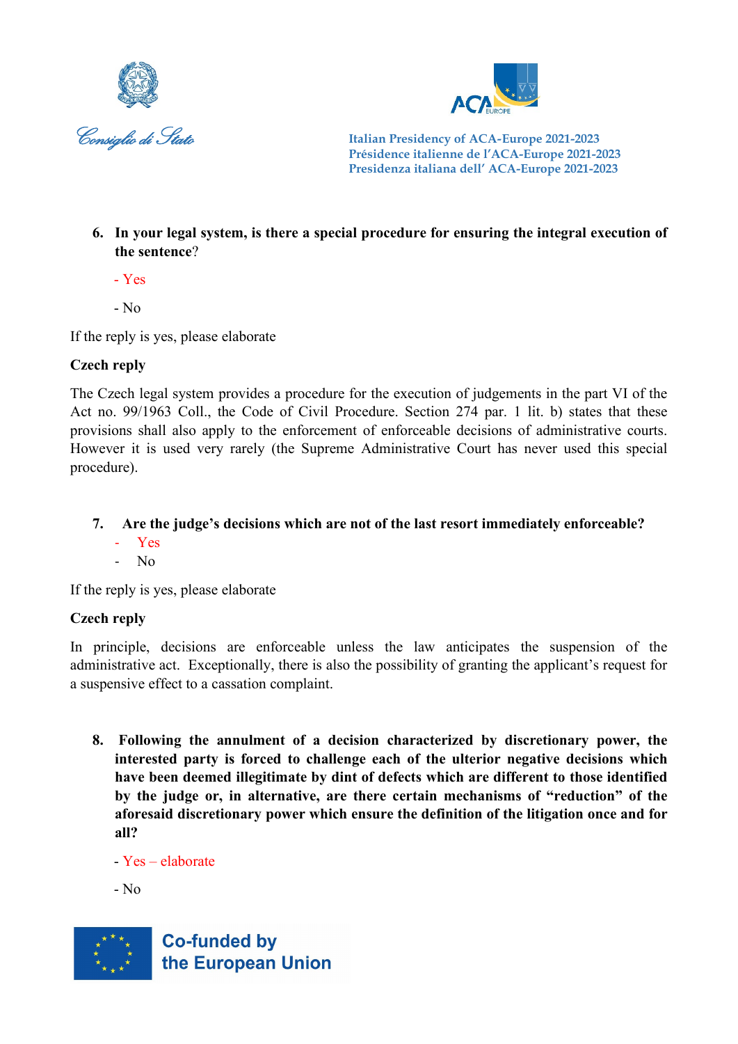6. **In your legal system, is there a special procedure for ensuring the integral execution of the sentence?**

   - Yes

   - No

If the reply is yes, please elaborate

**Czech reply**

The Czech legal system provides a procedure for the execution of judgements in the part VI of the Act no. 99/1963 Coll., the Code of Civil Procedure. Section 274 par. 1 lit. b) states that these provisions shall also apply to the enforcement of enforceable decisions of administrative courts. However it is used very rarely (the Supreme Administrative Court has never used this special procedure).

7. **Are the judge's decisions which are not of the last resort immediately enforceable?**
   - Yes
   - No

If the reply is yes, please elaborate

**Czech reply**

In principle, decisions are enforceable unless the law anticipates the suspension of the administrative act. Exceptionally, there is also the possibility of granting the applicant's request for a suspensive effect to a cassation complaint.

8. **Following the annulment of a decision characterized by discretionary power, the interested party is forced to challenge each of the ulterior negative decisions which have been deemed illegitimate by dint of defects which are different to those identified by the judge or, in alternative, are there certain mechanisms of "reduction" of the aforesaid discretionary power which ensure the definition of the litigation once and for all?**

   - Yes – elaborate

   - No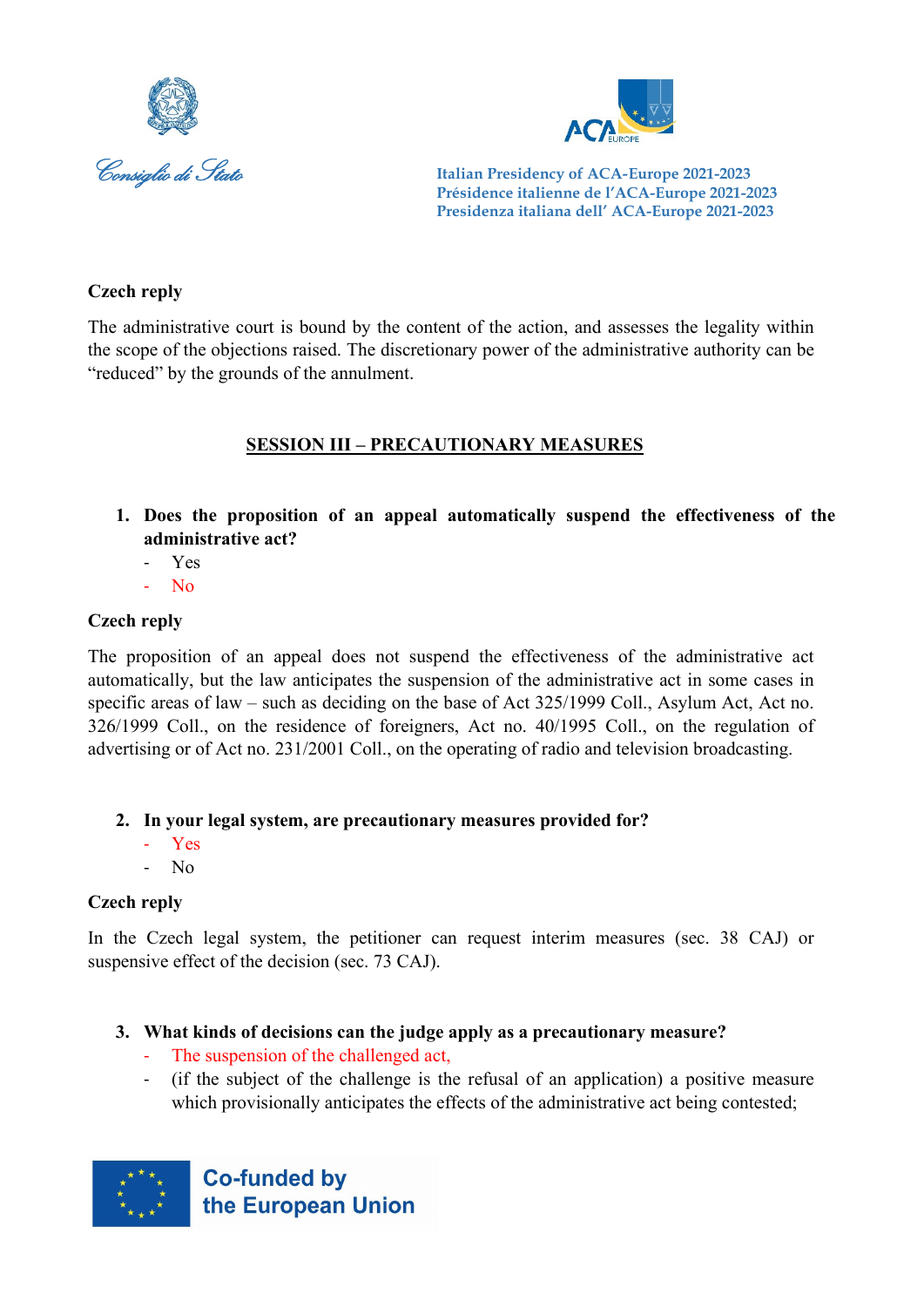**Czech reply**

The administrative court is bound by the content of the action, and assesses the legality within the scope of the objections raised. The discretionary power of the administrative authority can be "reduced" by the grounds of the annulment.

## SESSION III – PRECAUTIONARY MEASURES

1. **Does the proposition of an appeal automatically suspend the effectiveness of the administrative act?**
   - Yes
   - No

**Czech reply**

The proposition of an appeal does not suspend the effectiveness of the administrative act automatically, but the law anticipates the suspension of the administrative act in some cases in specific areas of law – such as deciding on the base of Act 325/1999 Coll., Asylum Act, Act no. 326/1999 Coll., on the residence of foreigners, Act no. 40/1995 Coll., on the regulation of advertising or of Act no. 231/2001 Coll., on the operating of radio and television broadcasting.

2. **In your legal system, are precautionary measures provided for?**
   - Yes
   - No

**Czech reply**

In the Czech legal system, the petitioner can request interim measures (sec. 38 CAJ) or suspensive effect of the decision (sec. 73 CAJ).

3. **What kinds of decisions can the judge apply as a precautionary measure?**
   - The suspension of the challenged act,
   - (if the subject of the challenge is the refusal of an application) a positive measure which provisionally anticipates the effects of the administrative act being contested;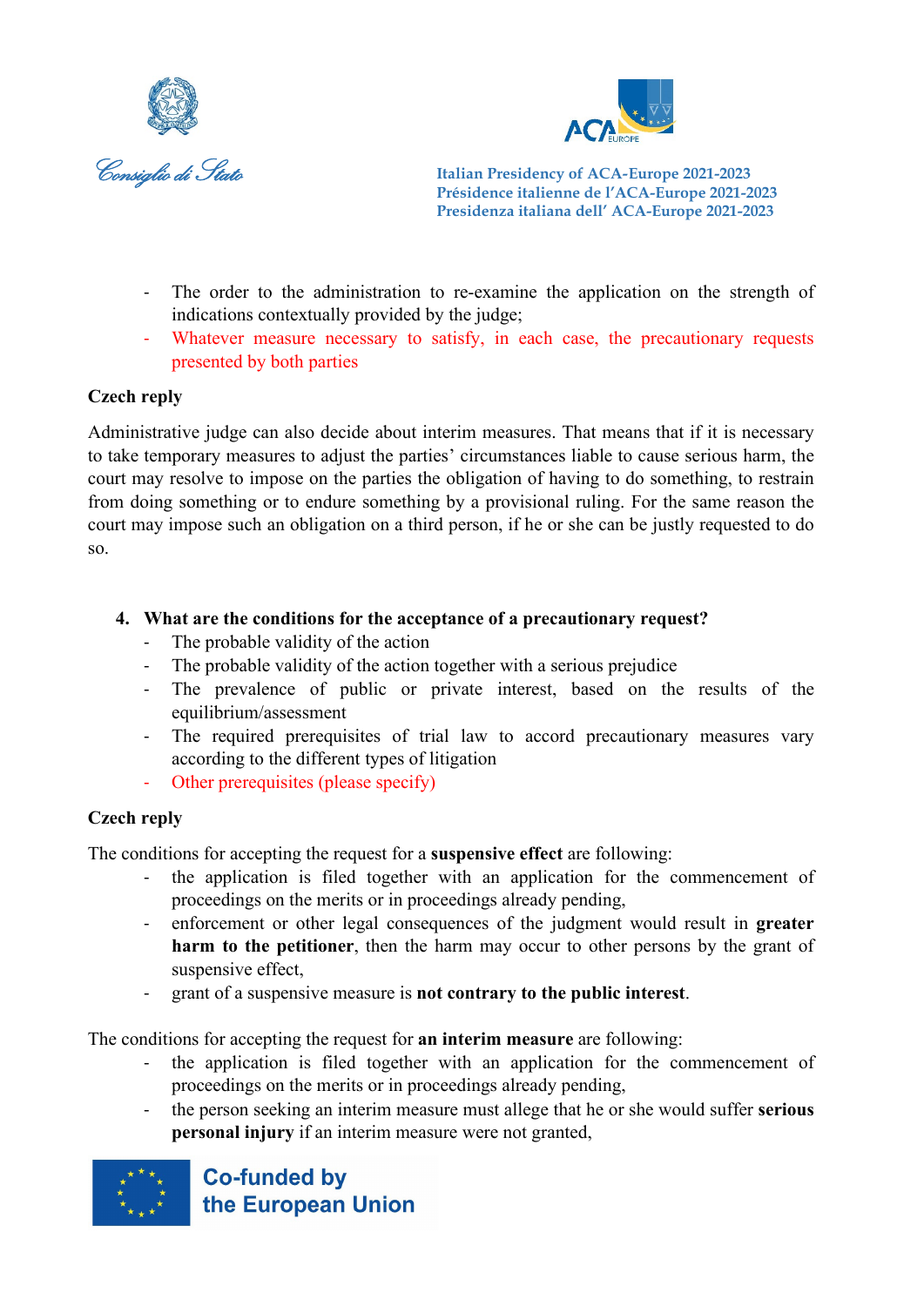- The order to the administration to re-examine the application on the strength of indications contextually provided by the judge;
- Whatever measure necessary to satisfy, in each case, the precautionary requests presented by both parties

**Czech reply**

Administrative judge can also decide about interim measures. That means that if it is necessary to take temporary measures to adjust the parties' circumstances liable to cause serious harm, the court may resolve to impose on the parties the obligation of having to do something, to restrain from doing something or to endure something by a provisional ruling. For the same reason the court may impose such an obligation on a third person, if he or she can be justly requested to do so.

4. **What are the conditions for the acceptance of a precautionary request?**
   - The probable validity of the action
   - The probable validity of the action together with a serious prejudice
   - The prevalence of public or private interest, based on the results of the equilibrium/assessment
   - The required prerequisites of trial law to accord precautionary measures vary according to the different types of litigation
   - Other prerequisites (please specify)

**Czech reply**

The conditions for accepting the request for a **suspensive effect** are following:

- the application is filed together with an application for the commencement of proceedings on the merits or in proceedings already pending,
- enforcement or other legal consequences of the judgment would result in **greater harm to the petitioner**, then the harm may occur to other persons by the grant of suspensive effect,
- grant of a suspensive measure is **not contrary to the public interest**.

The conditions for accepting the request for **an interim measure** are following:

- the application is filed together with an application for the commencement of proceedings on the merits or in proceedings already pending,
- the person seeking an interim measure must allege that he or she would suffer **serious personal injury** if an interim measure were not granted,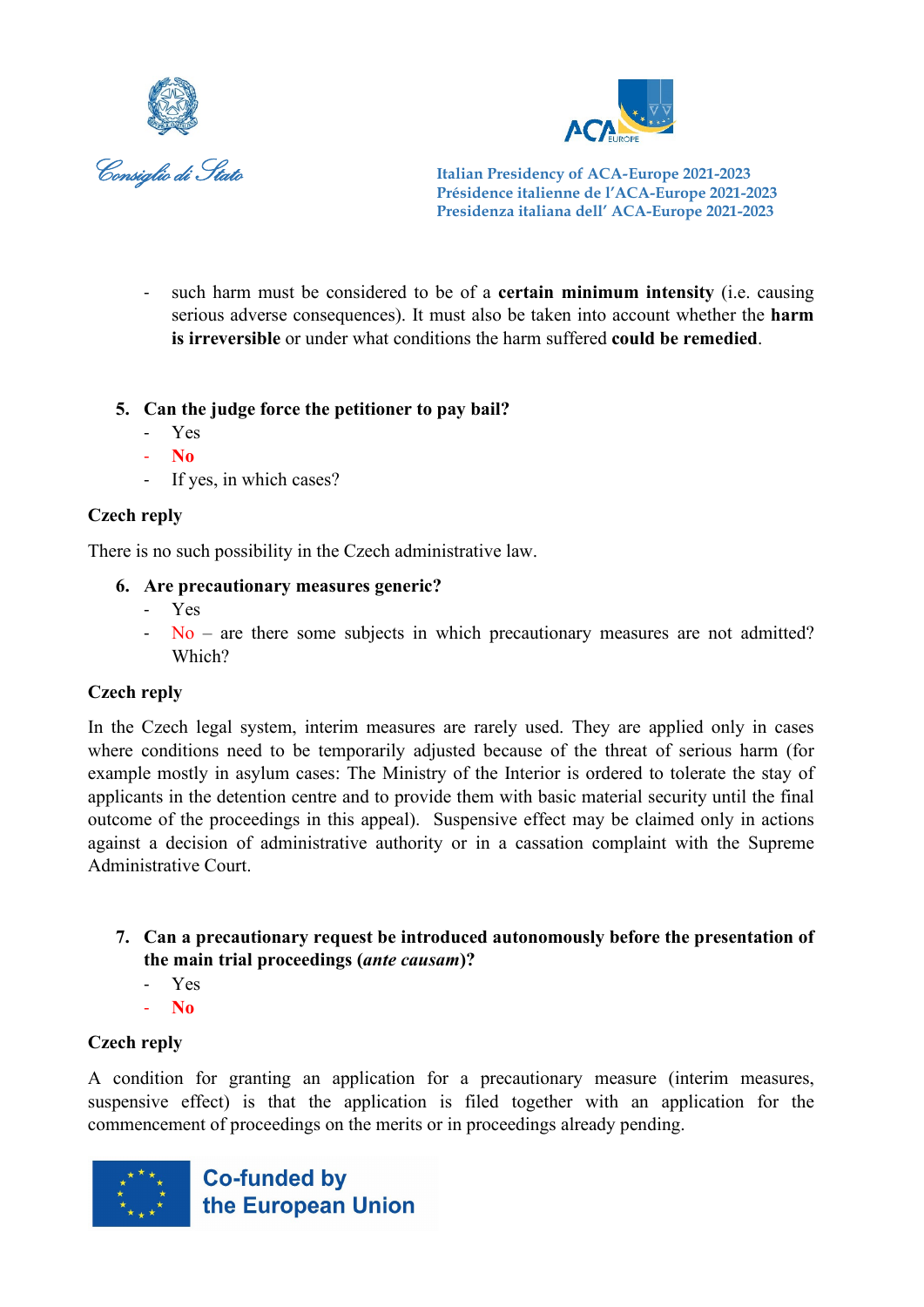- such harm must be considered to be of a **certain minimum intensity** (i.e. causing serious adverse consequences). It must also be taken into account whether the **harm is irreversible** or under what conditions the harm suffered **could be remedied**.

5. **Can the judge force the petitioner to pay bail?**
   - Yes
   - **No**
   - If yes, in which cases?

**Czech reply**

There is no such possibility in the Czech administrative law.

6. **Are precautionary measures generic?**
   - Yes
   - No – are there some subjects in which precautionary measures are not admitted? Which?

**Czech reply**

In the Czech legal system, interim measures are rarely used. They are applied only in cases where conditions need to be temporarily adjusted because of the threat of serious harm (for example mostly in asylum cases: The Ministry of the Interior is ordered to tolerate the stay of applicants in the detention centre and to provide them with basic material security until the final outcome of the proceedings in this appeal). Suspensive effect may be claimed only in actions against a decision of administrative authority or in a cassation complaint with the Supreme Administrative Court.

7. **Can a precautionary request be introduced autonomously before the presentation of the main trial proceedings (*ante causam*)?**
   - Yes
   - **No**

**Czech reply**

A condition for granting an application for a precautionary measure (interim measures, suspensive effect) is that the application is filed together with an application for the commencement of proceedings on the merits or in proceedings already pending.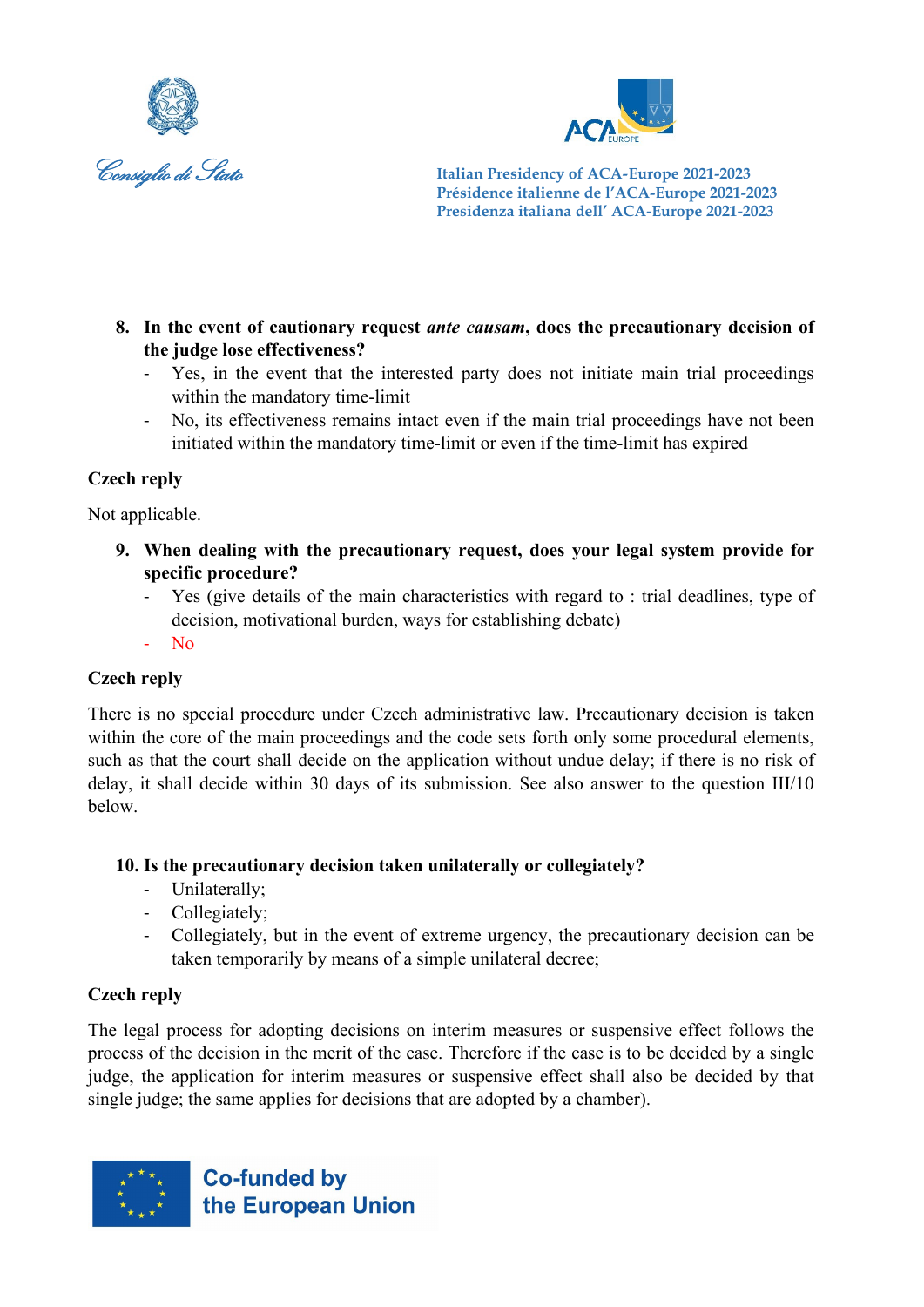8. **In the event of cautionary request *ante causam*, does the precautionary decision of the judge lose effectiveness?**
   - Yes, in the event that the interested party does not initiate main trial proceedings within the mandatory time-limit
   - No, its effectiveness remains intact even if the main trial proceedings have not been initiated within the mandatory time-limit or even if the time-limit has expired

**Czech reply**

Not applicable.

9. **When dealing with the precautionary request, does your legal system provide for specific procedure?**
   - Yes (give details of the main characteristics with regard to : trial deadlines, type of decision, motivational burden, ways for establishing debate)
   - No

**Czech reply**

There is no special procedure under Czech administrative law. Precautionary decision is taken within the core of the main proceedings and the code sets forth only some procedural elements, such as that the court shall decide on the application without undue delay; if there is no risk of delay, it shall decide within 30 days of its submission. See also answer to the question III/10 below.

10. **Is the precautionary decision taken unilaterally or collegiately?**
    - Unilaterally;
    - Collegiately;
    - Collegiately, but in the event of extreme urgency, the precautionary decision can be taken temporarily by means of a simple unilateral decree;

**Czech reply**

The legal process for adopting decisions on interim measures or suspensive effect follows the process of the decision in the merit of the case. Therefore if the case is to be decided by a single judge, the application for interim measures or suspensive effect shall also be decided by that single judge; the same applies for decisions that are adopted by a chamber).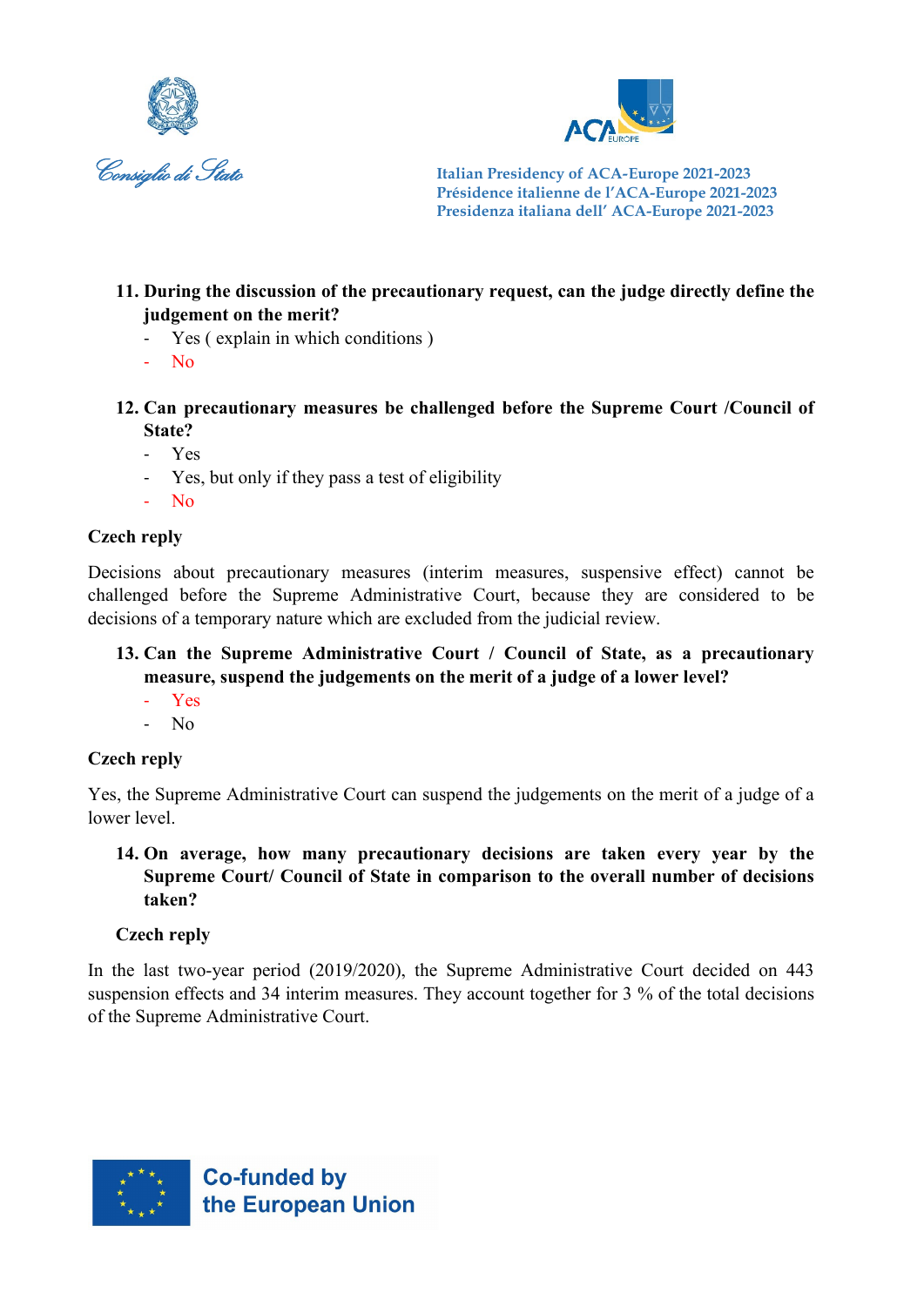11. **During the discussion of the precautionary request, can the judge directly define the judgement on the merit?**
    - Yes ( explain in which conditions )
    - No

12. **Can precautionary measures be challenged before the Supreme Court /Council of State?**
    - Yes
    - Yes, but only if they pass a test of eligibility
    - No

**Czech reply**

Decisions about precautionary measures (interim measures, suspensive effect) cannot be challenged before the Supreme Administrative Court, because they are considered to be decisions of a temporary nature which are excluded from the judicial review.

13. **Can the Supreme Administrative Court / Council of State, as a precautionary measure, suspend the judgements on the merit of a judge of a lower level?**
    - Yes
    - No

**Czech reply**

Yes, the Supreme Administrative Court can suspend the judgements on the merit of a judge of a lower level.

14. **On average, how many precautionary decisions are taken every year by the Supreme Court/ Council of State in comparison to the overall number of decisions taken?**

**Czech reply**

In the last two-year period (2019/2020), the Supreme Administrative Court decided on 443 suspension effects and 34 interim measures. They account together for 3 % of the total decisions of the Supreme Administrative Court.